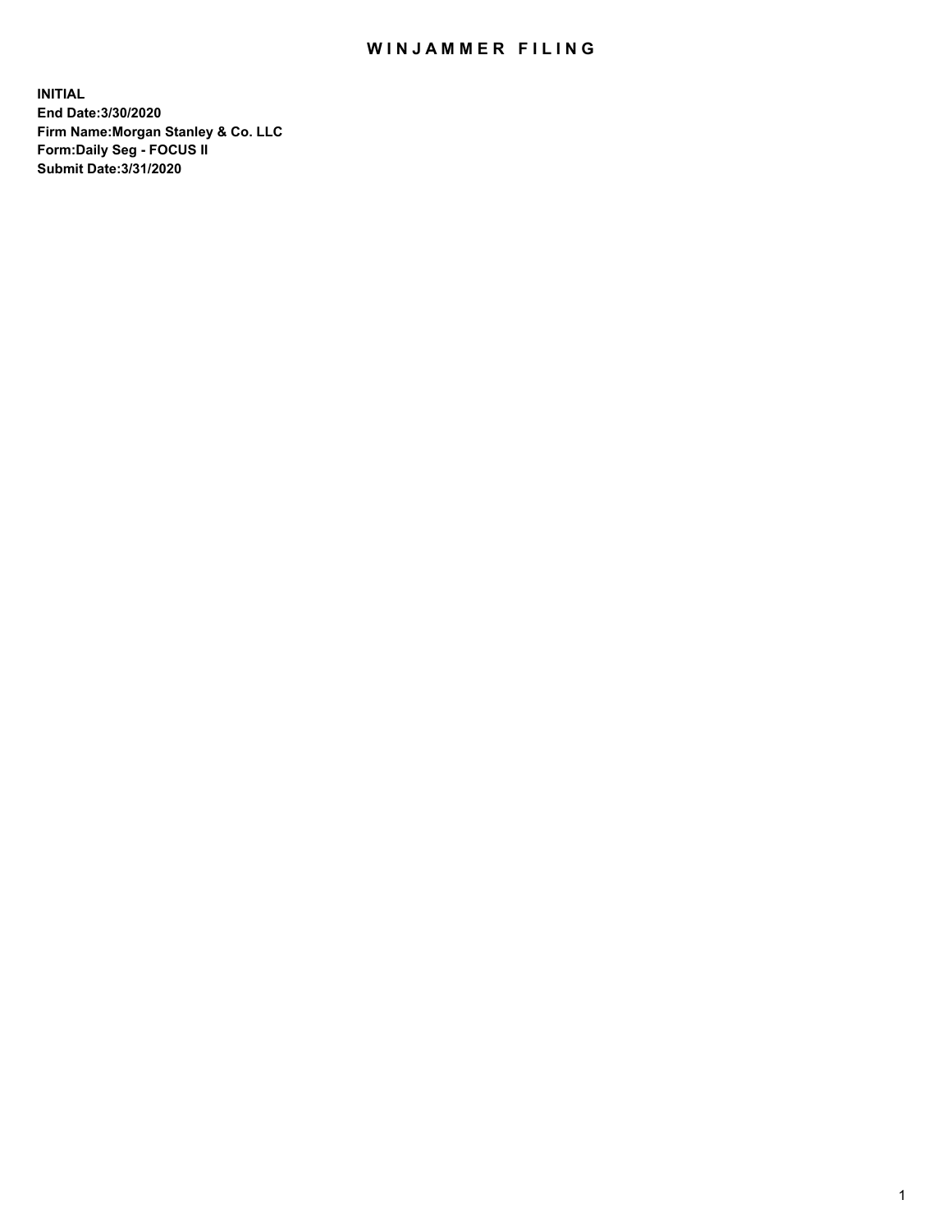# WINJAMMER FILING

**INITIAL**
**End Date:3/30/2020**
**Firm Name:Morgan Stanley & Co. LLC**
**Form:Daily Seg - FOCUS II**
**Submit Date:3/31/2020**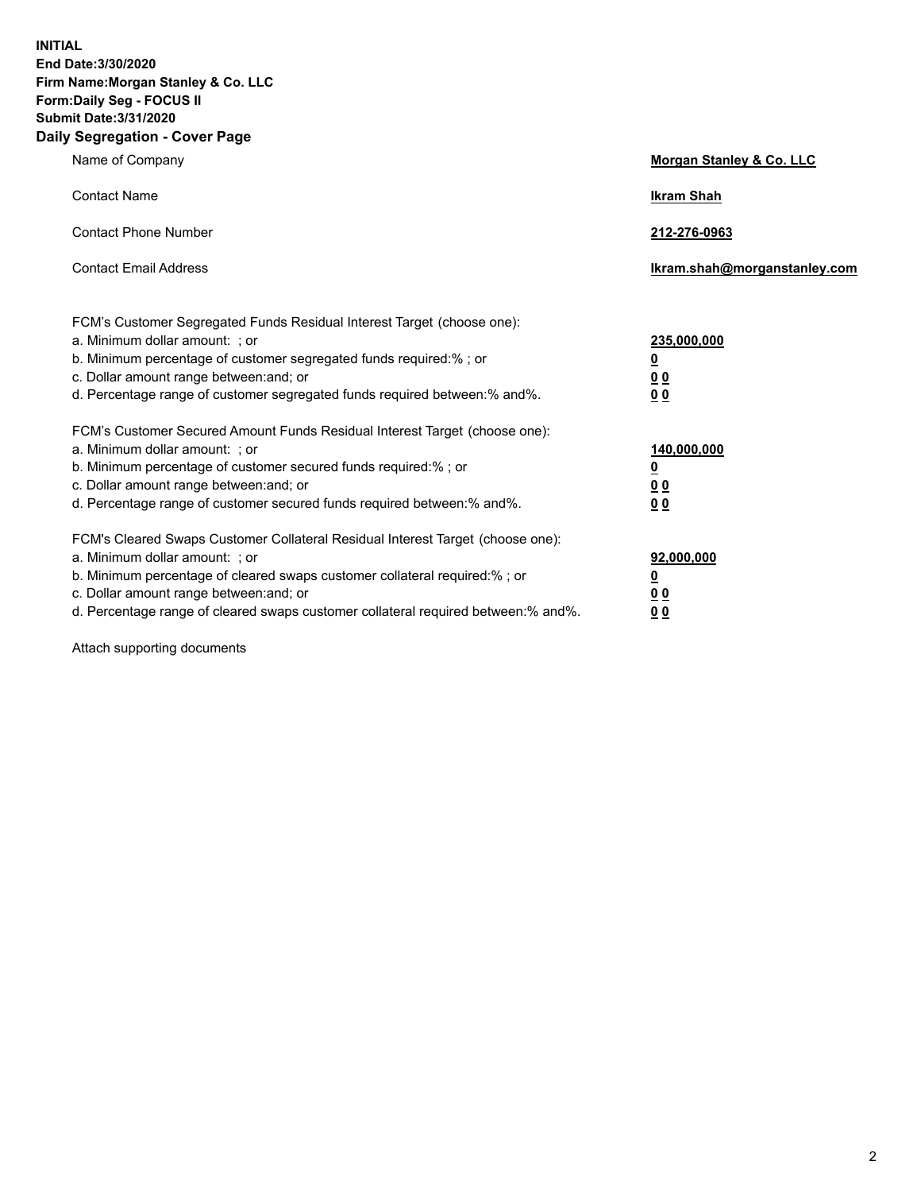**INITIAL**
**End Date:3/30/2020**
**Firm Name:Morgan Stanley & Co. LLC**
**Form:Daily Seg - FOCUS II**
**Submit Date:3/31/2020**

## Daily Segregation - Cover Page

| | |
|---|---|
| Name of Company | **Morgan Stanley & Co. LLC** |
| Contact Name | **Ikram Shah** |
| Contact Phone Number | **212-276-0963** |
| Contact Email Address | **Ikram.shah@morganstanley.com** |

FCM's Customer Segregated Funds Residual Interest Target (choose one):

| | |
|---|---|
| a. Minimum dollar amount: ; or | **235,000,000** |
| b. Minimum percentage of customer segregated funds required:% ; or | **0** |
| c. Dollar amount range between:and; or | **0 0** |
| d. Percentage range of customer segregated funds required between:% and%. | **0 0** |

FCM's Customer Secured Amount Funds Residual Interest Target (choose one):

| | |
|---|---|
| a. Minimum dollar amount: ; or | **140,000,000** |
| b. Minimum percentage of customer secured funds required:% ; or | **0** |
| c. Dollar amount range between:and; or | **0 0** |
| d. Percentage range of customer secured funds required between:% and%. | **0 0** |

FCM's Cleared Swaps Customer Collateral Residual Interest Target (choose one):

| | |
|---|---|
| a. Minimum dollar amount: ; or | **92,000,000** |
| b. Minimum percentage of cleared swaps customer collateral required:% ; or | **0** |
| c. Dollar amount range between:and; or | **0 0** |
| d. Percentage range of cleared swaps customer collateral required between:% and%. | **0 0** |

Attach supporting documents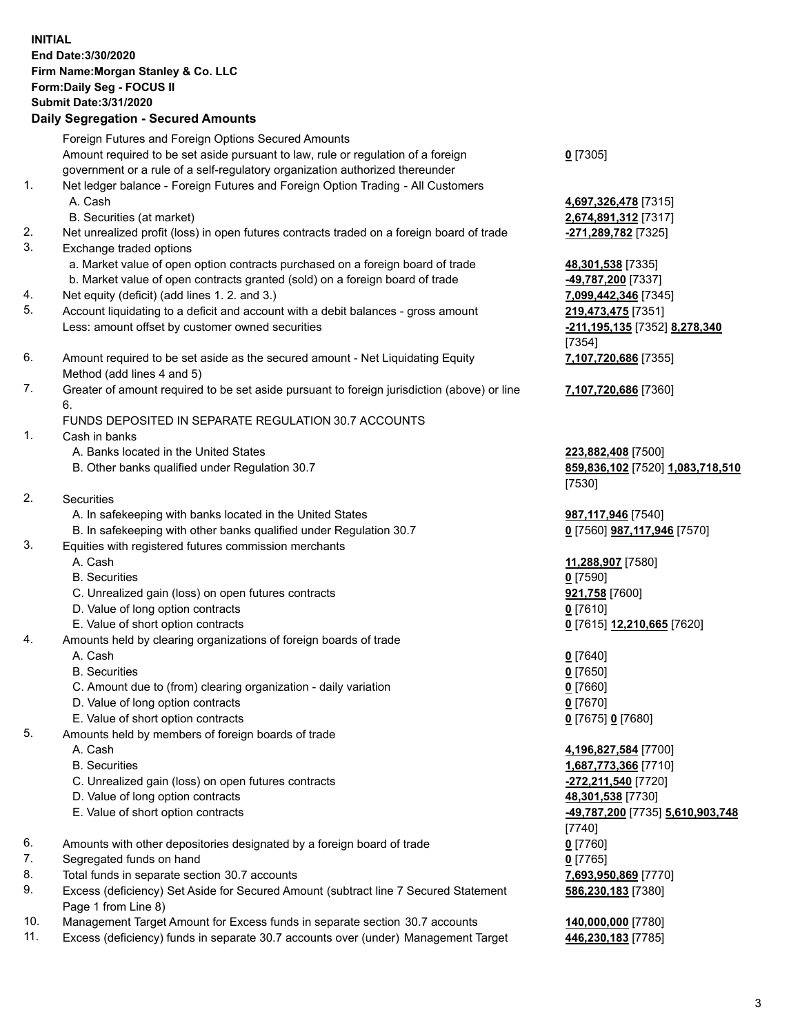**INITIAL**
**End Date:3/30/2020**
**Firm Name:Morgan Stanley & Co. LLC**
**Form:Daily Seg - FOCUS II**
**Submit Date:3/31/2020**

## Daily Segregation - Secured Amounts

| | | |
|---|---|---|
| | Foreign Futures and Foreign Options Secured Amounts | |
| | Amount required to be set aside pursuant to law, rule or regulation of a foreign government or a rule of a self-regulatory organization authorized thereunder | **0** [7305] |
| 1. | Net ledger balance - Foreign Futures and Foreign Option Trading - All Customers | |
| | A. Cash | **4,697,326,478** [7315] |
| | B. Securities (at market) | **2,674,891,312** [7317] |
| 2. | Net unrealized profit (loss) in open futures contracts traded on a foreign board of trade | **-271,289,782** [7325] |
| 3. | Exchange traded options | |
| | a. Market value of open option contracts purchased on a foreign board of trade | **48,301,538** [7335] |
| | b. Market value of open contracts granted (sold) on a foreign board of trade | **-49,787,200** [7337] |
| 4. | Net equity (deficit) (add lines 1. 2. and 3.) | **7,099,442,346** [7345] |
| 5. | Account liquidating to a deficit and account with a debit balances - gross amount | **219,473,475** [7351] |
| | Less: amount offset by customer owned securities | **-211,195,135** [7352] **8,278,340** [7354] |
| 6. | Amount required to be set aside as the secured amount - Net Liquidating Equity Method (add lines 4 and 5) | **7,107,720,686** [7355] |
| 7. | Greater of amount required to be set aside pursuant to foreign jurisdiction (above) or line 6. | **7,107,720,686** [7360] |
| | FUNDS DEPOSITED IN SEPARATE REGULATION 30.7 ACCOUNTS | |
| 1. | Cash in banks | |
| | A. Banks located in the United States | **223,882,408** [7500] |
| | B. Other banks qualified under Regulation 30.7 | **859,836,102** [7520] **1,083,718,510** [7530] |
| 2. | Securities | |
| | A. In safekeeping with banks located in the United States | **987,117,946** [7540] |
| | B. In safekeeping with other banks qualified under Regulation 30.7 | **0** [7560] **987,117,946** [7570] |
| 3. | Equities with registered futures commission merchants | |
| | A. Cash | **11,288,907** [7580] |
| | B. Securities | **0** [7590] |
| | C. Unrealized gain (loss) on open futures contracts | **921,758** [7600] |
| | D. Value of long option contracts | **0** [7610] |
| | E. Value of short option contracts | **0** [7615] **12,210,665** [7620] |
| 4. | Amounts held by clearing organizations of foreign boards of trade | |
| | A. Cash | **0** [7640] |
| | B. Securities | **0** [7650] |
| | C. Amount due to (from) clearing organization - daily variation | **0** [7660] |
| | D. Value of long option contracts | **0** [7670] |
| | E. Value of short option contracts | **0** [7675] **0** [7680] |
| 5. | Amounts held by members of foreign boards of trade | |
| | A. Cash | **4,196,827,584** [7700] |
| | B. Securities | **1,687,773,366** [7710] |
| | C. Unrealized gain (loss) on open futures contracts | **-272,211,540** [7720] |
| | D. Value of long option contracts | **48,301,538** [7730] |
| | E. Value of short option contracts | **-49,787,200** [7735] **5,610,903,748** [7740] |
| 6. | Amounts with other depositories designated by a foreign board of trade | **0** [7760] |
| 7. | Segregated funds on hand | **0** [7765] |
| 8. | Total funds in separate section 30.7 accounts | **7,693,950,869** [7770] |
| 9. | Excess (deficiency) Set Aside for Secured Amount (subtract line 7 Secured Statement Page 1 from Line 8) | **586,230,183** [7380] |
| 10. | Management Target Amount for Excess funds in separate section 30.7 accounts | **140,000,000** [7780] |
| 11. | Excess (deficiency) funds in separate 30.7 accounts over (under) Management Target | **446,230,183** [7785] |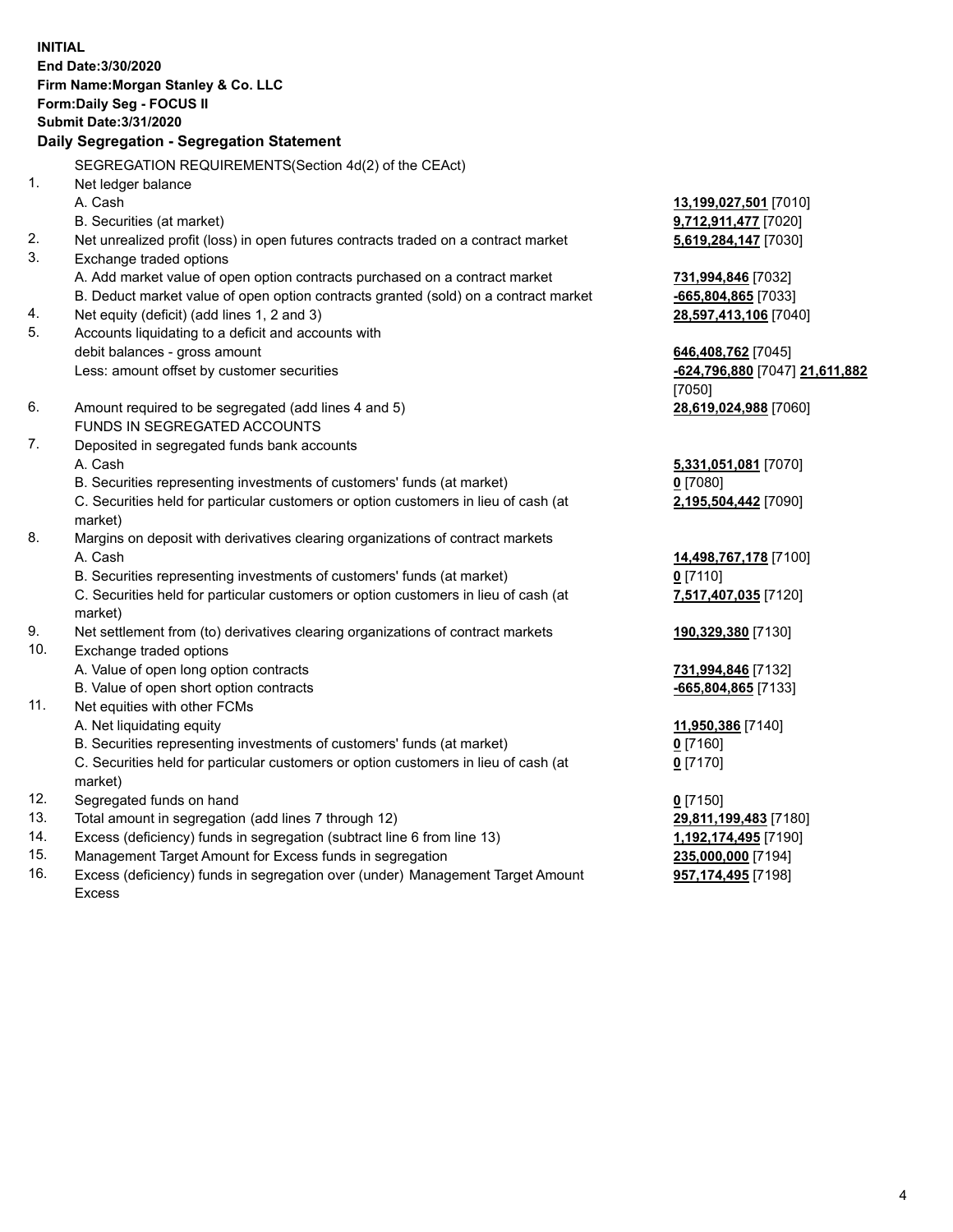**INITIAL**
**End Date:3/30/2020**
**Firm Name:Morgan Stanley & Co. LLC**
**Form:Daily Seg - FOCUS II**
**Submit Date:3/31/2020**

## Daily Segregation - Segregation Statement

SEGREGATION REQUIREMENTS(Section 4d(2) of the CEAct)

| | | |
|---|---|---|
| 1. | Net ledger balance | |
| | A. Cash | **13,199,027,501** [7010] |
| | B. Securities (at market) | **9,712,911,477** [7020] |
| 2. | Net unrealized profit (loss) in open futures contracts traded on a contract market | **5,619,284,147** [7030] |
| 3. | Exchange traded options | |
| | A. Add market value of open option contracts purchased on a contract market | **731,994,846** [7032] |
| | B. Deduct market value of open option contracts granted (sold) on a contract market | **-665,804,865** [7033] |
| 4. | Net equity (deficit) (add lines 1, 2 and 3) | **28,597,413,106** [7040] |
| 5. | Accounts liquidating to a deficit and accounts with debit balances - gross amount | **646,408,762** [7045] |
| | Less: amount offset by customer securities | **-624,796,880** [7047] **21,611,882** [7050] |
| 6. | Amount required to be segregated (add lines 4 and 5) | **28,619,024,988** [7060] |
| | FUNDS IN SEGREGATED ACCOUNTS | |
| 7. | Deposited in segregated funds bank accounts | |
| | A. Cash | **5,331,051,081** [7070] |
| | B. Securities representing investments of customers' funds (at market) | **0** [7080] |
| | C. Securities held for particular customers or option customers in lieu of cash (at market) | **2,195,504,442** [7090] |
| 8. | Margins on deposit with derivatives clearing organizations of contract markets | |
| | A. Cash | **14,498,767,178** [7100] |
| | B. Securities representing investments of customers' funds (at market) | **0** [7110] |
| | C. Securities held for particular customers or option customers in lieu of cash (at market) | **7,517,407,035** [7120] |
| 9. | Net settlement from (to) derivatives clearing organizations of contract markets | **190,329,380** [7130] |
| 10. | Exchange traded options | |
| | A. Value of open long option contracts | **731,994,846** [7132] |
| | B. Value of open short option contracts | **-665,804,865** [7133] |
| 11. | Net equities with other FCMs | |
| | A. Net liquidating equity | **11,950,386** [7140] |
| | B. Securities representing investments of customers' funds (at market) | **0** [7160] |
| | C. Securities held for particular customers or option customers in lieu of cash (at market) | **0** [7170] |
| 12. | Segregated funds on hand | **0** [7150] |
| 13. | Total amount in segregation (add lines 7 through 12) | **29,811,199,483** [7180] |
| 14. | Excess (deficiency) funds in segregation (subtract line 6 from line 13) | **1,192,174,495** [7190] |
| 15. | Management Target Amount for Excess funds in segregation | **235,000,000** [7194] |
| 16. | Excess (deficiency) funds in segregation over (under) Management Target Amount Excess | **957,174,495** [7198] |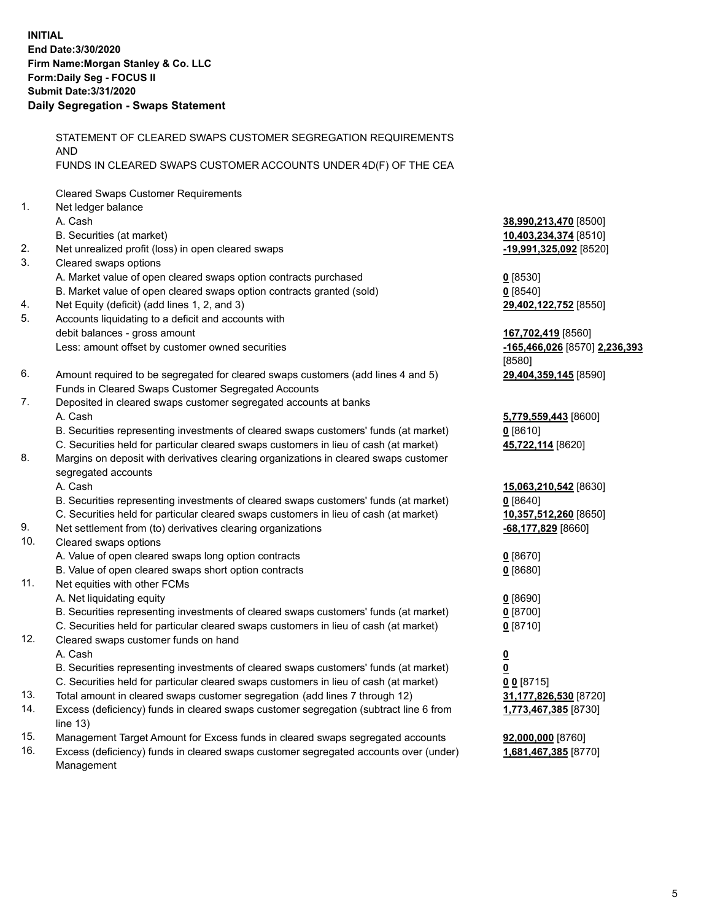**INITIAL**
**End Date:3/30/2020**
**Firm Name:Morgan Stanley & Co. LLC**
**Form:Daily Seg - FOCUS II**
**Submit Date:3/31/2020**
**Daily Segregation - Swaps Statement**

STATEMENT OF CLEARED SWAPS CUSTOMER SEGREGATION REQUIREMENTS AND
FUNDS IN CLEARED SWAPS CUSTOMER ACCOUNTS UNDER 4D(F) OF THE CEA

| | | |
|---|---|---|
| | Cleared Swaps Customer Requirements | |
| 1. | Net ledger balance | |
| | A. Cash | **38,990,213,470** [8500] |
| | B. Securities (at market) | **10,403,234,374** [8510] |
| 2. | Net unrealized profit (loss) in open cleared swaps | **-19,991,325,092** [8520] |
| 3. | Cleared swaps options | |
| | A. Market value of open cleared swaps option contracts purchased | **0** [8530] |
| | B. Market value of open cleared swaps option contracts granted (sold) | **0** [8540] |
| 4. | Net Equity (deficit) (add lines 1, 2, and 3) | **29,402,122,752** [8550] |
| 5. | Accounts liquidating to a deficit and accounts with | |
| | debit balances - gross amount | **167,702,419** [8560] |
| | Less: amount offset by customer owned securities | **-165,466,026** [8570] **2,236,393** [8580] |
| 6. | Amount required to be segregated for cleared swaps customers (add lines 4 and 5) | **29,404,359,145** [8590] |
| | Funds in Cleared Swaps Customer Segregated Accounts | |
| 7. | Deposited in cleared swaps customer segregated accounts at banks | |
| | A. Cash | **5,779,559,443** [8600] |
| | B. Securities representing investments of cleared swaps customers' funds (at market) | **0** [8610] |
| | C. Securities held for particular cleared swaps customers in lieu of cash (at market) | **45,722,114** [8620] |
| 8. | Margins on deposit with derivatives clearing organizations in cleared swaps customer segregated accounts | |
| | A. Cash | **15,063,210,542** [8630] |
| | B. Securities representing investments of cleared swaps customers' funds (at market) | **0** [8640] |
| | C. Securities held for particular cleared swaps customers in lieu of cash (at market) | **10,357,512,260** [8650] |
| 9. | Net settlement from (to) derivatives clearing organizations | **-68,177,829** [8660] |
| 10. | Cleared swaps options | |
| | A. Value of open cleared swaps long option contracts | **0** [8670] |
| | B. Value of open cleared swaps short option contracts | **0** [8680] |
| 11. | Net equities with other FCMs | |
| | A. Net liquidating equity | **0** [8690] |
| | B. Securities representing investments of cleared swaps customers' funds (at market) | **0** [8700] |
| | C. Securities held for particular cleared swaps customers in lieu of cash (at market) | **0** [8710] |
| 12. | Cleared swaps customer funds on hand | |
| | A. Cash | **0** |
| | B. Securities representing investments of cleared swaps customers' funds (at market) | **0** |
| | C. Securities held for particular cleared swaps customers in lieu of cash (at market) | **0** **0** [8715] |
| 13. | Total amount in cleared swaps customer segregation (add lines 7 through 12) | **31,177,826,530** [8720] |
| 14. | Excess (deficiency) funds in cleared swaps customer segregation (subtract line 6 from line 13) | **1,773,467,385** [8730] |
| 15. | Management Target Amount for Excess funds in cleared swaps segregated accounts | **92,000,000** [8760] |
| 16. | Excess (deficiency) funds in cleared swaps customer segregated accounts over (under) Management | **1,681,467,385** [8770] |